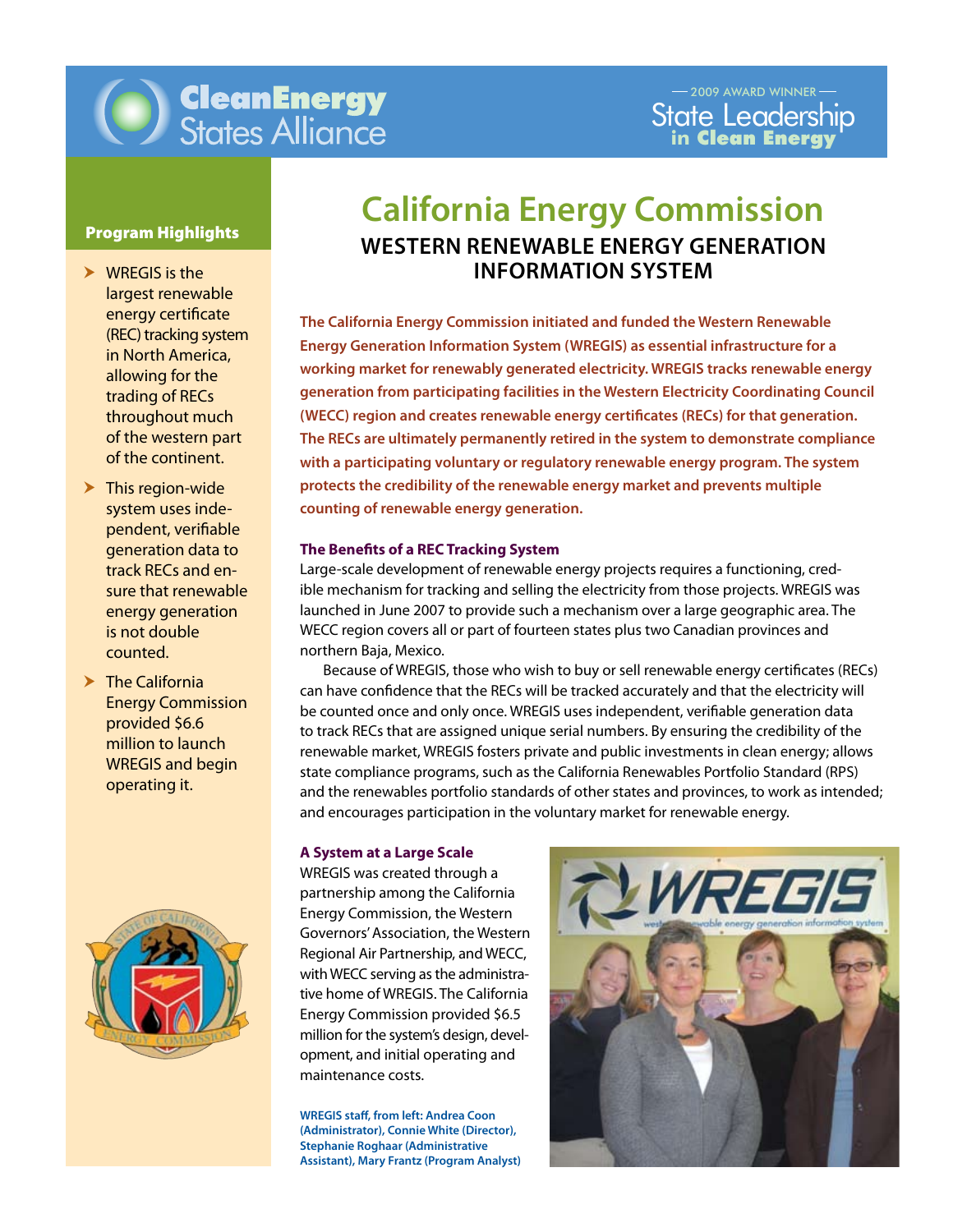CleanEnergy States Alliance

2009 AWARD WINNER
State Leadership in Clean Energy

# California Energy Commission

## WESTERN RENEWABLE ENERGY GENERATION INFORMATION SYSTEM

**The California Energy Commission initiated and funded the Western Renewable Energy Generation Information System (WREGIS) as essential infrastructure for a working market for renewably generated electricity. WREGIS tracks renewable energy generation from participating facilities in the Western Electricity Coordinating Council (WECC) region and creates renewable energy certificates (RECs) for that generation. The RECs are ultimately permanently retired in the system to demonstrate compliance with a participating voluntary or regulatory renewable energy program. The system protects the credibility of the renewable energy market and prevents multiple counting of renewable energy generation.**

### Program Highlights

- WREGIS is the largest renewable energy certificate (REC) tracking system in North America, allowing for the trading of RECs throughout much of the western part of the continent.
- This region-wide system uses independent, verifiable generation data to track RECs and ensure that renewable energy generation is not double counted.
- The California Energy Commission provided $6.6 million to launch WREGIS and begin operating it.

### The Benefits of a REC Tracking System

Large-scale development of renewable energy projects requires a functioning, credible mechanism for tracking and selling the electricity from those projects. WREGIS was launched in June 2007 to provide such a mechanism over a large geographic area. The WECC region covers all or part of fourteen states plus two Canadian provinces and northern Baja, Mexico.

Because of WREGIS, those who wish to buy or sell renewable energy certificates (RECs) can have confidence that the RECs will be tracked accurately and that the electricity will be counted once and only once. WREGIS uses independent, verifiable generation data to track RECs that are assigned unique serial numbers. By ensuring the credibility of the renewable market, WREGIS fosters private and public investments in clean energy; allows state compliance programs, such as the California Renewables Portfolio Standard (RPS) and the renewables portfolio standards of other states and provinces, to work as intended; and encourages participation in the voluntary market for renewable energy.

### A System at a Large Scale

WREGIS was created through a partnership among the California Energy Commission, the Western Governors' Association, the Western Regional Air Partnership, and WECC, with WECC serving as the administrative home of WREGIS. The California Energy Commission provided $6.5 million for the system's design, development, and initial operating and maintenance costs.

WREGIS staff, from left: Andrea Coon (Administrator), Connie White (Director), Stephanie Roghaar (Administrative Assistant), Mary Frantz (Program Analyst)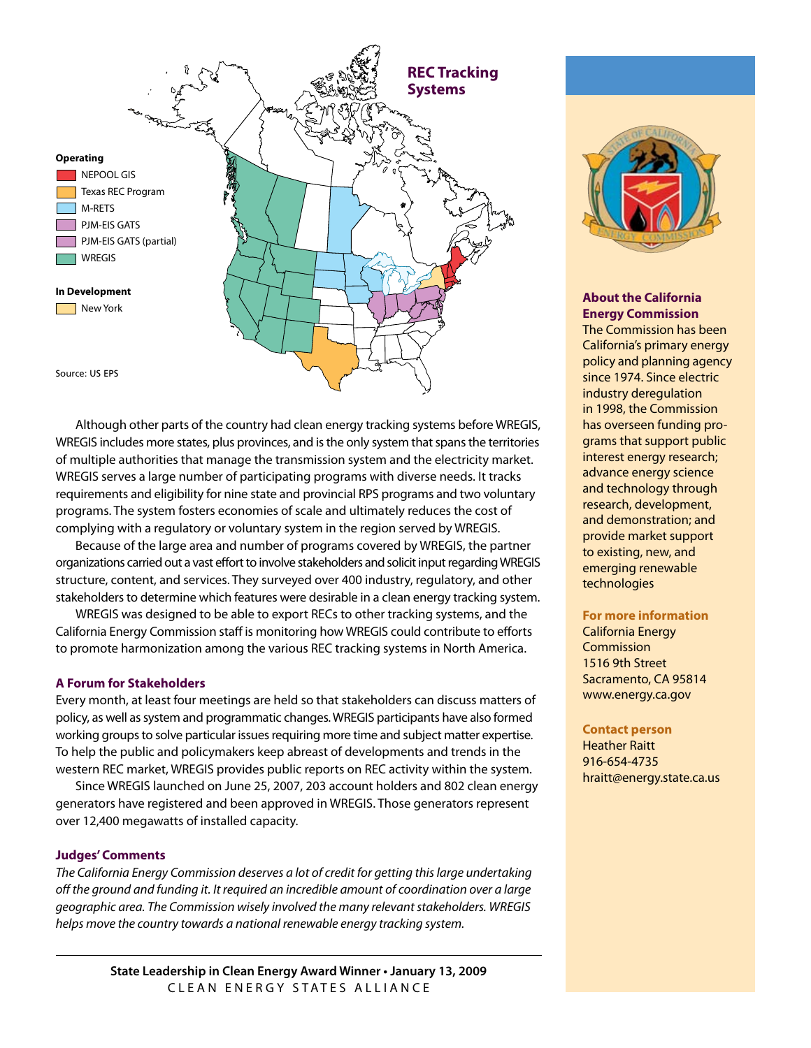**REC Tracking Systems**

**Operating**

- NEPOOL GIS
- Texas REC Program
- M-RETS
- PJM-EIS GATS
- PJM-EIS GATS (partial)
- WREGIS

**In Development**

- New York

Source: US EPS

Although other parts of the country had clean energy tracking systems before WREGIS, WREGIS includes more states, plus provinces, and is the only system that spans the territories of multiple authorities that manage the transmission system and the electricity market. WREGIS serves a large number of participating programs with diverse needs. It tracks requirements and eligibility for nine state and provincial RPS programs and two voluntary programs. The system fosters economies of scale and ultimately reduces the cost of complying with a regulatory or voluntary system in the region served by WREGIS.

Because of the large area and number of programs covered by WREGIS, the partner organizations carried out a vast effort to involve stakeholders and solicit input regarding WREGIS structure, content, and services. They surveyed over 400 industry, regulatory, and other stakeholders to determine which features were desirable in a clean energy tracking system.

WREGIS was designed to be able to export RECs to other tracking systems, and the California Energy Commission staff is monitoring how WREGIS could contribute to efforts to promote harmonization among the various REC tracking systems in North America.

### A Forum for Stakeholders

Every month, at least four meetings are held so that stakeholders can discuss matters of policy, as well as system and programmatic changes. WREGIS participants have also formed working groups to solve particular issues requiring more time and subject matter expertise. To help the public and policymakers keep abreast of developments and trends in the western REC market, WREGIS provides public reports on REC activity within the system.

Since WREGIS launched on June 25, 2007, 203 account holders and 802 clean energy generators have registered and been approved in WREGIS. Those generators represent over 12,400 megawatts of installed capacity.

### Judges' Comments

*The California Energy Commission deserves a lot of credit for getting this large undertaking off the ground and funding it. It required an incredible amount of coordination over a large geographic area. The Commission wisely involved the many relevant stakeholders. WREGIS helps move the country towards a national renewable energy tracking system.*

**State Leadership in Clean Energy Award Winner • January 13, 2009**
CLEAN ENERGY STATES ALLIANCE

### About the California Energy Commission

The Commission has been California's primary energy policy and planning agency since 1974. Since electric industry deregulation in 1998, the Commission has overseen funding programs that support public interest energy research; advance energy science and technology through research, development, and demonstration; and provide market support to existing, new, and emerging renewable technologies

### For more information

California Energy Commission
1516 9th Street
Sacramento, CA 95814
www.energy.ca.gov

### Contact person

Heather Raitt
916-654-4735
hraitt@energy.state.ca.us